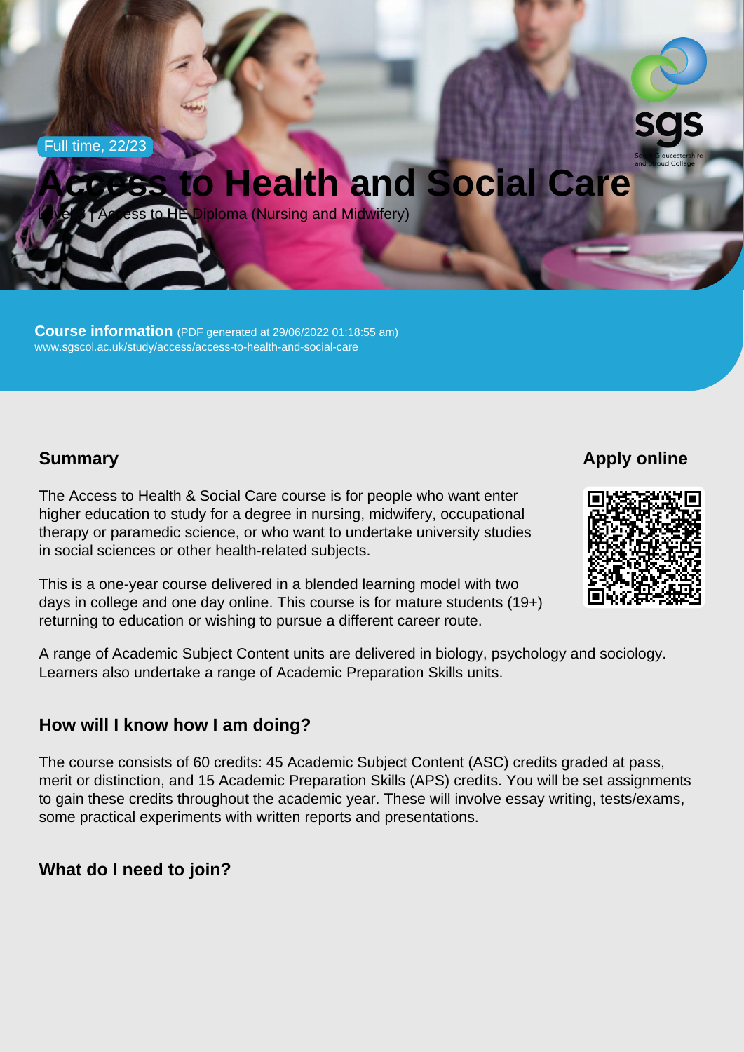Full time, 22/23

# Access to Health and Social Care

Level 3 | Access to HE Diploma (Nursing and Midwifery)

**Course information** (PDF generated at 29/06/2022 01:18:55 am)
www.sgscol.ac.uk/study/access/access-to-health-and-social-care

## Summary

The Access to Health & Social Care course is for people who want enter higher education to study for a degree in nursing, midwifery, occupational therapy or paramedic science, or who want to undertake university studies in social sciences or other health-related subjects.

This is a one-year course delivered in a blended learning model with two days in college and one day online. This course is for mature students (19+) returning to education or wishing to pursue a different career route.

A range of Academic Subject Content units are delivered in biology, psychology and sociology. Learners also undertake a range of Academic Preparation Skills units.

## Apply online

## How will I know how I am doing?

The course consists of 60 credits: 45 Academic Subject Content (ASC) credits graded at pass, merit or distinction, and 15 Academic Preparation Skills (APS) credits. You will be set assignments to gain these credits throughout the academic year. These will involve essay writing, tests/exams, some practical experiments with written reports and presentations.

## What do I need to join?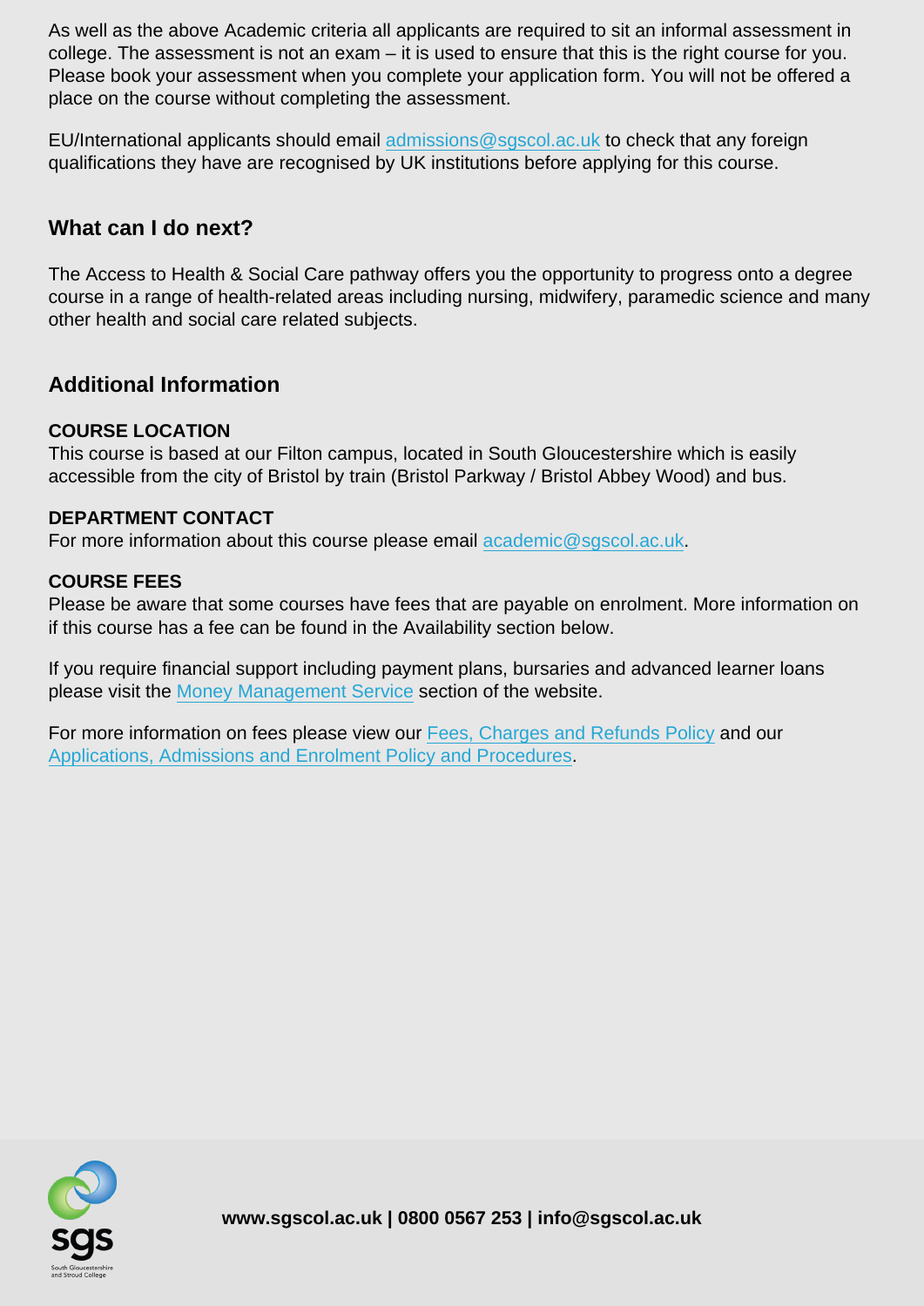As well as the above Academic criteria all applicants are required to sit an informal assessment in college. The assessment is not an exam – it is used to ensure that this is the right course for you. Please book your assessment when you complete your application form. You will not be offered a place on the course without completing the assessment.

EU/International applicants should email admissions@sgscol.ac.uk to check that any foreign qualifications they have are recognised by UK institutions before applying for this course.

## What can I do next?

The Access to Health & Social Care pathway offers you the opportunity to progress onto a degree course in a range of health-related areas including nursing, midwifery, paramedic science and many other health and social care related subjects.

## Additional Information

**COURSE LOCATION**
This course is based at our Filton campus, located in South Gloucestershire which is easily accessible from the city of Bristol by train (Bristol Parkway / Bristol Abbey Wood) and bus.

**DEPARTMENT CONTACT**
For more information about this course please email academic@sgscol.ac.uk.

**COURSE FEES**
Please be aware that some courses have fees that are payable on enrolment. More information on if this course has a fee can be found in the Availability section below.

If you require financial support including payment plans, bursaries and advanced learner loans please visit the Money Management Service section of the website.

For more information on fees please view our Fees, Charges and Refunds Policy and our Applications, Admissions and Enrolment Policy and Procedures.

sgs
South Gloucestershire and Stroud College

**www.sgscol.ac.uk | 0800 0567 253 | info@sgscol.ac.uk**